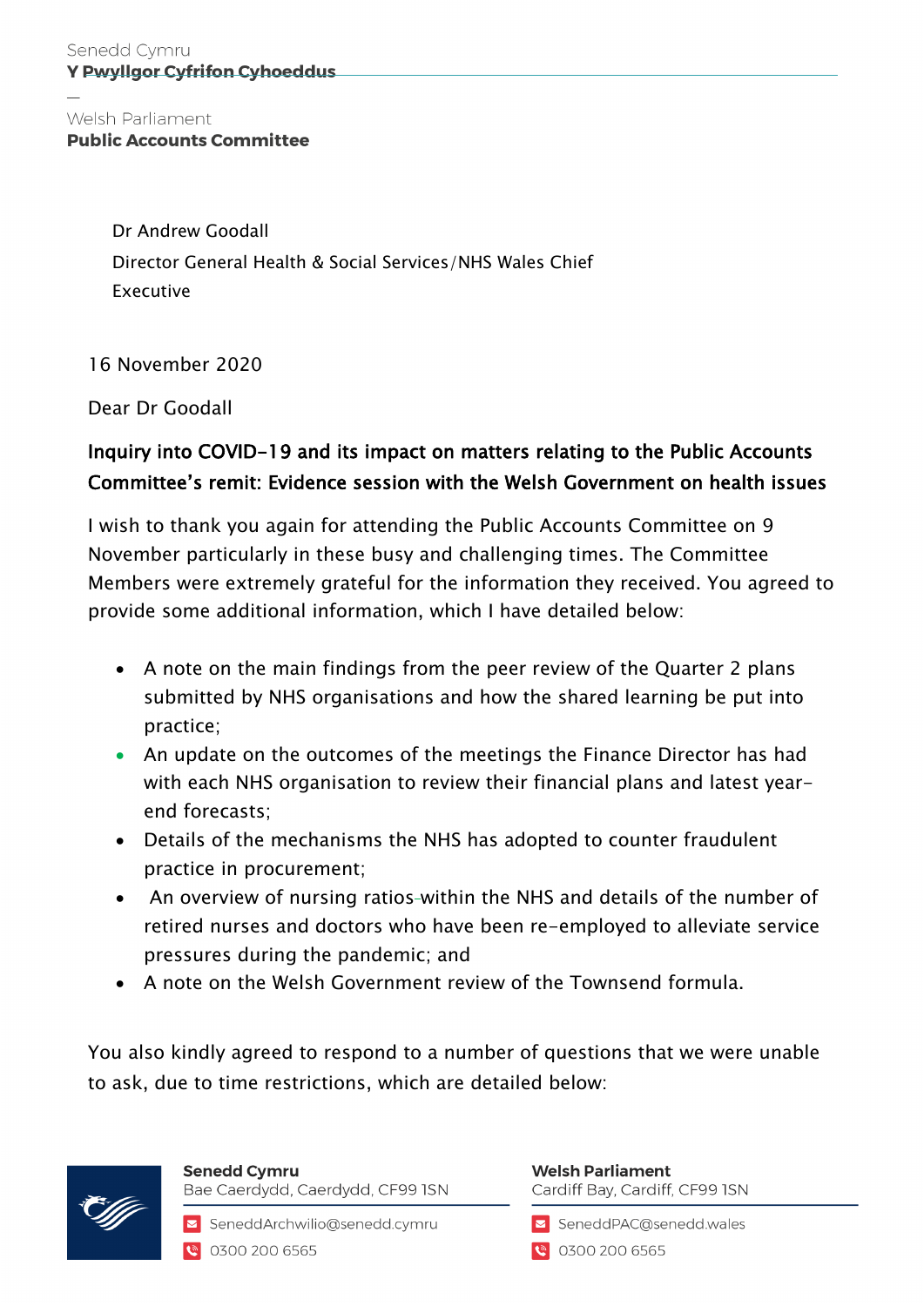Senedd Cymru
**Y Pwyllgor Cyfrifon Cyhoeddus**

—

Welsh Parliament
**Public Accounts Committee**

Dr Andrew Goodall
Director General Health & Social Services/NHS Wales Chief Executive

16 November 2020

Dear Dr Goodall

**Inquiry into COVID-19 and its impact on matters relating to the Public Accounts Committee's remit: Evidence session with the Welsh Government on health issues**

I wish to thank you again for attending the Public Accounts Committee on 9 November particularly in these busy and challenging times. The Committee Members were extremely grateful for the information they received. You agreed to provide some additional information, which I have detailed below:

- A note on the main findings from the peer review of the Quarter 2 plans submitted by NHS organisations and how the shared learning be put into practice;
- An update on the outcomes of the meetings the Finance Director has had with each NHS organisation to review their financial plans and latest year-end forecasts;
- Details of the mechanisms the NHS has adopted to counter fraudulent practice in procurement;
- An overview of nursing ratios within the NHS and details of the number of retired nurses and doctors who have been re-employed to alleviate service pressures during the pandemic; and
- A note on the Welsh Government review of the Townsend formula.

You also kindly agreed to respond to a number of questions that we were unable to ask, due to time restrictions, which are detailed below:

**Senedd Cymru**
Bae Caerdydd, Caerdydd, CF99 1SN
SeneddArchwilio@senedd.cymru
0300 200 6565

**Welsh Parliament**
Cardiff Bay, Cardiff, CF99 1SN
SeneddPAC@senedd.wales
0300 200 6565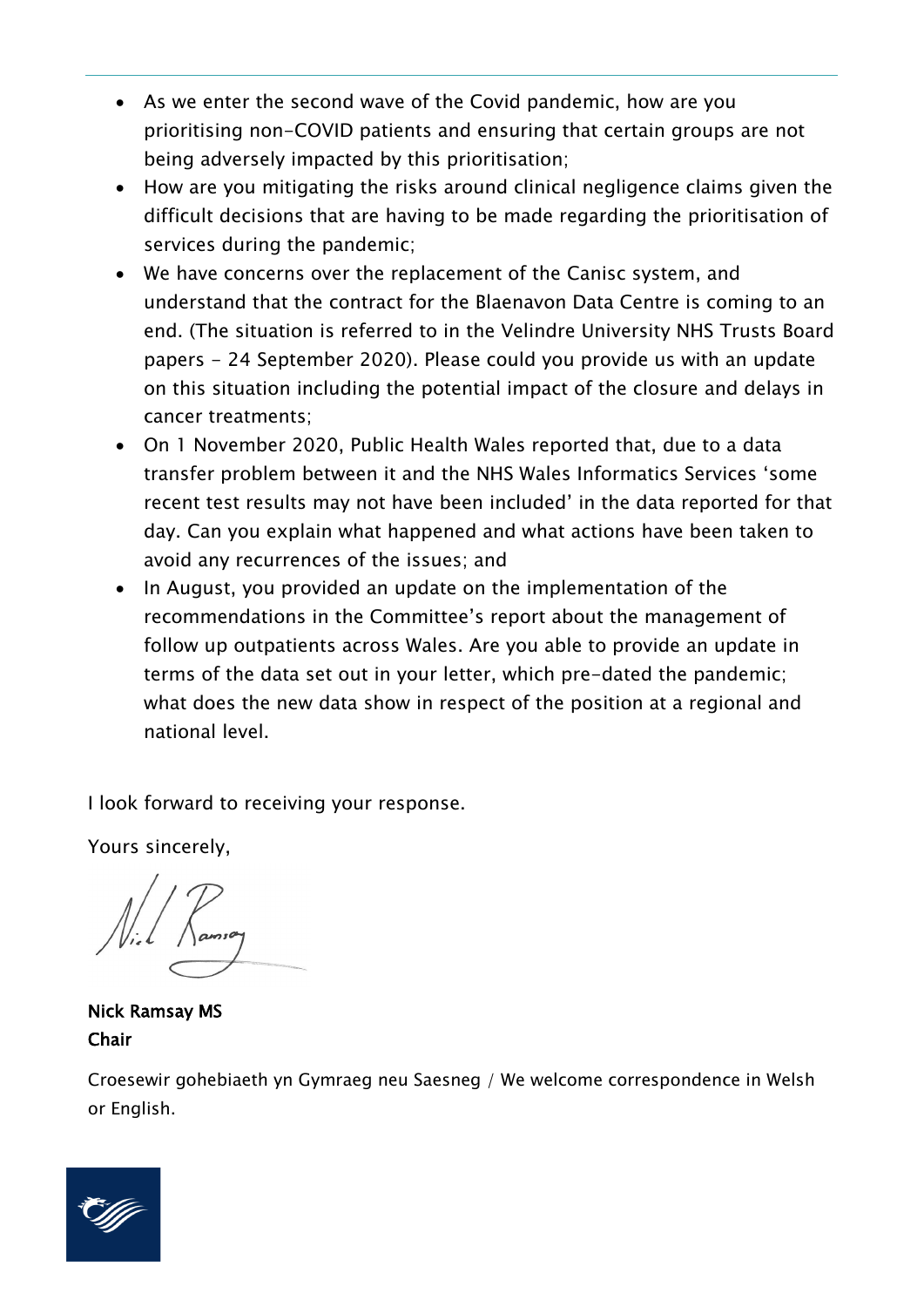- As we enter the second wave of the Covid pandemic, how are you prioritising non-COVID patients and ensuring that certain groups are not being adversely impacted by this prioritisation;
- How are you mitigating the risks around clinical negligence claims given the difficult decisions that are having to be made regarding the prioritisation of services during the pandemic;
- We have concerns over the replacement of the Canisc system, and understand that the contract for the Blaenavon Data Centre is coming to an end. (The situation is referred to in the Velindre University NHS Trusts Board papers - 24 September 2020). Please could you provide us with an update on this situation including the potential impact of the closure and delays in cancer treatments;
- On 1 November 2020, Public Health Wales reported that, due to a data transfer problem between it and the NHS Wales Informatics Services 'some recent test results may not have been included' in the data reported for that day. Can you explain what happened and what actions have been taken to avoid any recurrences of the issues; and
- In August, you provided an update on the implementation of the recommendations in the Committee's report about the management of follow up outpatients across Wales. Are you able to provide an update in terms of the data set out in your letter, which pre-dated the pandemic; what does the new data show in respect of the position at a regional and national level.

I look forward to receiving your response.

Yours sincerely,

**Nick Ramsay MS**
**Chair**

Croesewir gohebiaeth yn Gymraeg neu Saesneg / We welcome correspondence in Welsh or English.